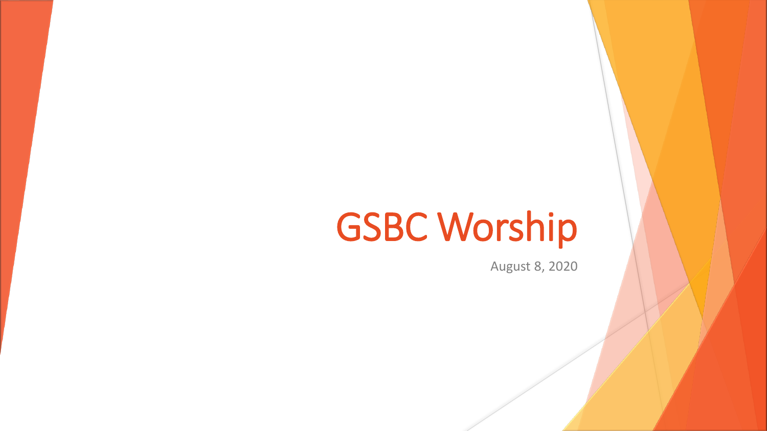# GSBC Worship

August 8, 2020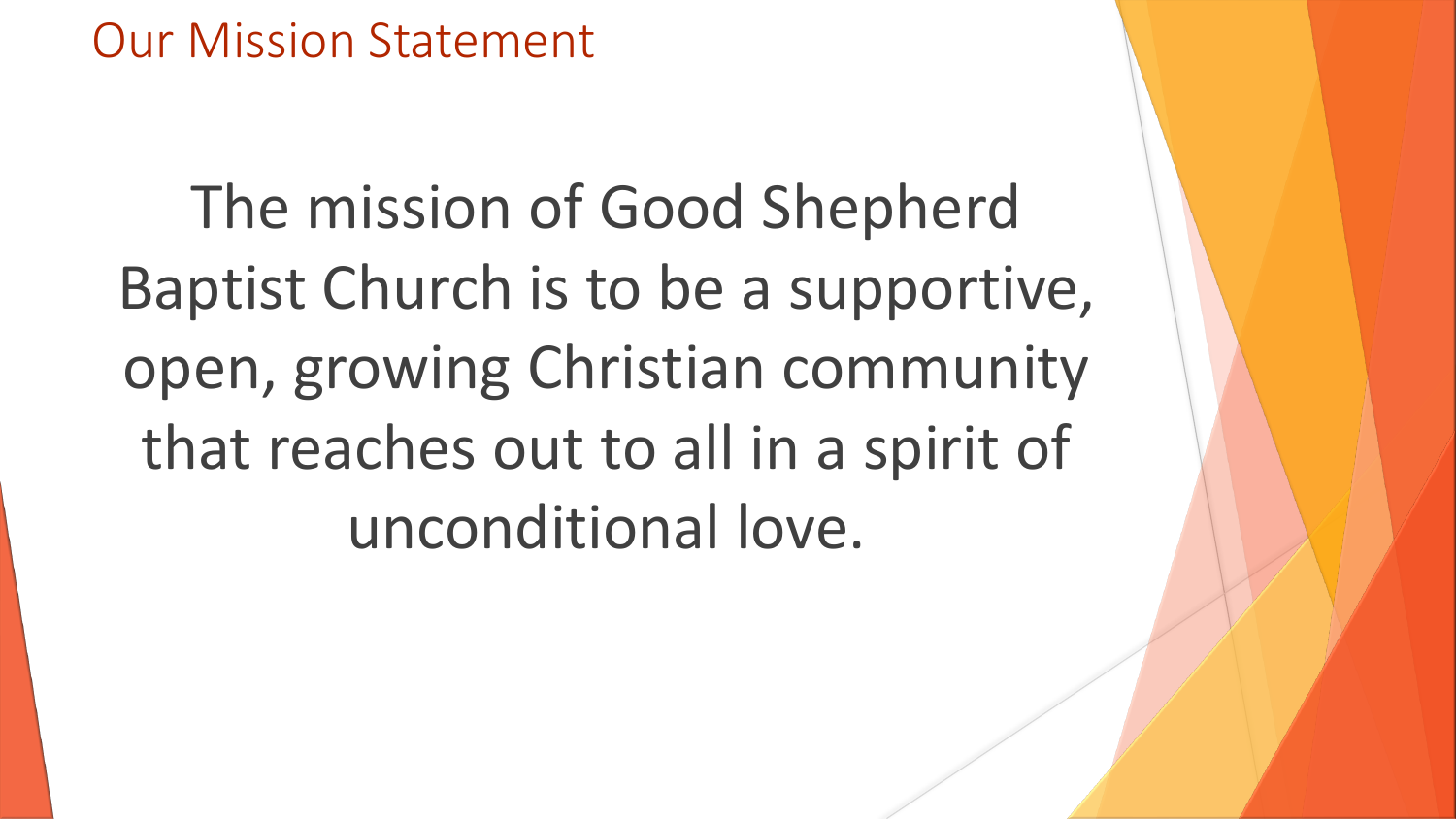# Our Mission Statement

The mission of Good Shepherd Baptist Church is to be a supportive, open, growing Christian community that reaches out to all in a spirit of unconditional love.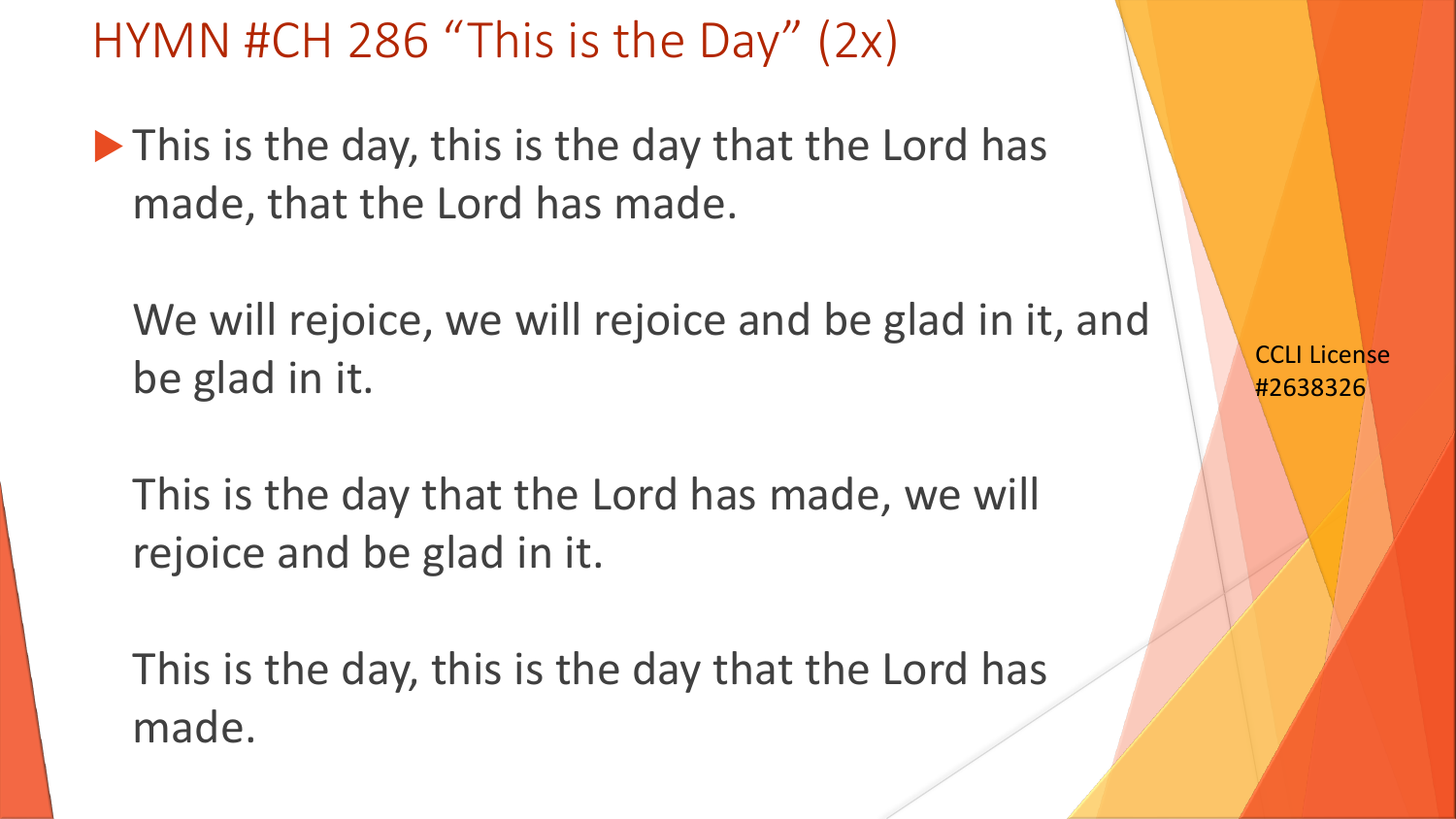# HYMN #CH 286 "This is the Day" (2x)

- This is the day, this is the day that the Lord has made, that the Lord has made.

  We will rejoice, we will rejoice and be glad in it, and be glad in it.

  This is the day that the Lord has made, we will rejoice and be glad in it.

  This is the day, this is the day that the Lord has made.

CCLI License #2638326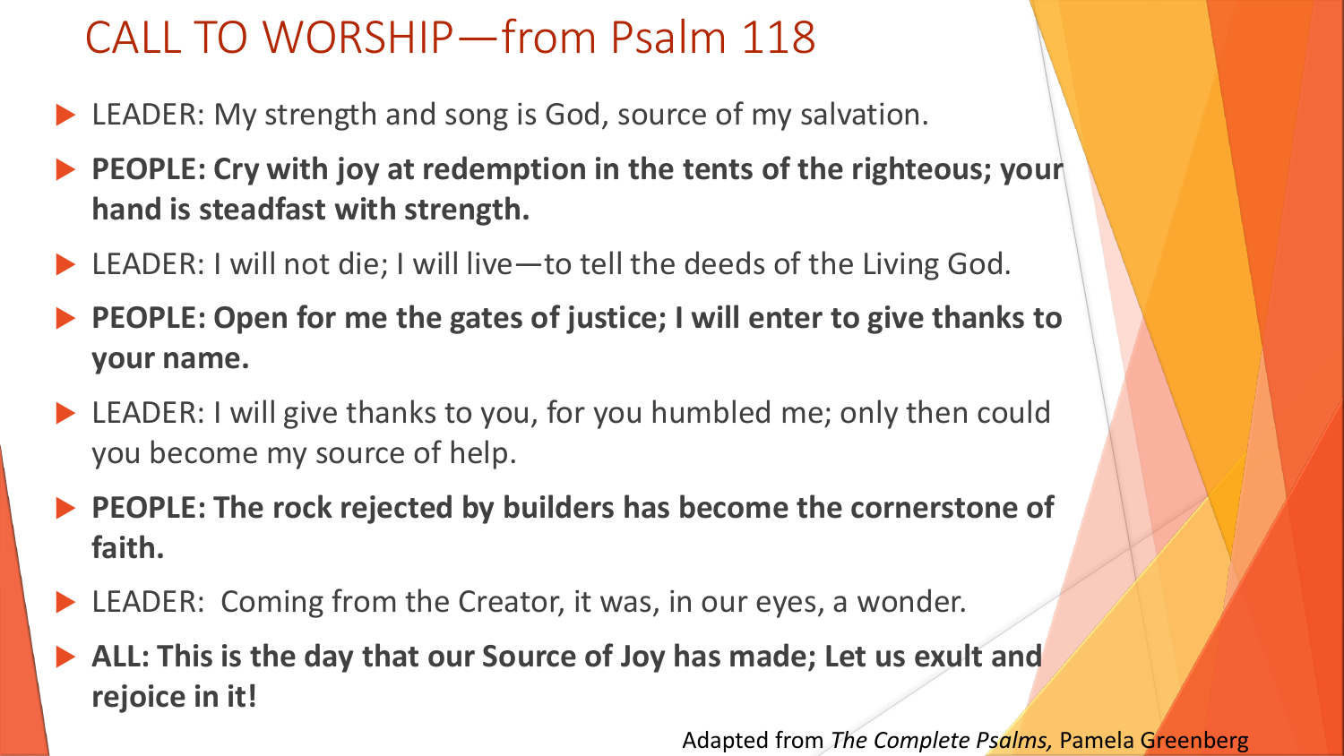# CALL TO WORSHIP—from Psalm 118

- LEADER: My strength and song is God, source of my salvation.
- **PEOPLE: Cry with joy at redemption in the tents of the righteous; your hand is steadfast with strength.**
- LEADER: I will not die; I will live—to tell the deeds of the Living God.
- **PEOPLE: Open for me the gates of justice; I will enter to give thanks to your name.**
- LEADER: I will give thanks to you, for you humbled me; only then could you become my source of help.
- **PEOPLE: The rock rejected by builders has become the cornerstone of faith.**
- LEADER: Coming from the Creator, it was, in our eyes, a wonder.
- **ALL: This is the day that our Source of Joy has made; Let us exult and rejoice in it!**

Adapted from *The Complete Psalms,* Pamela Greenberg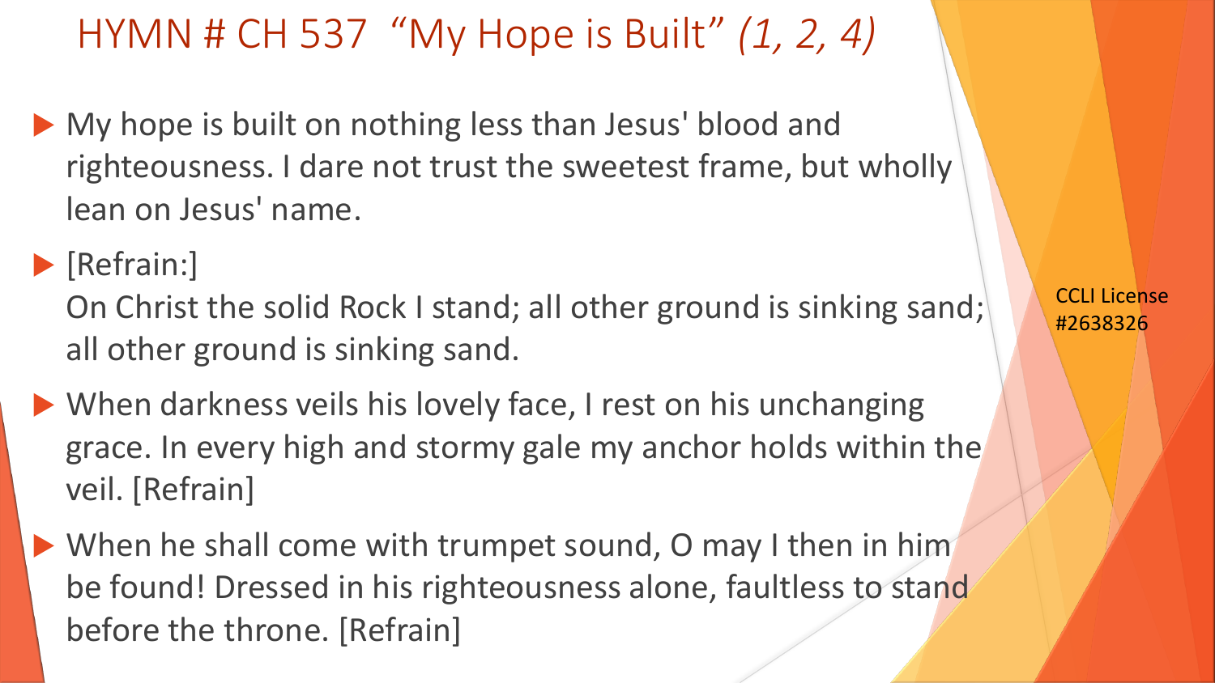# HYMN # CH 537 "My Hope is Built" *(1, 2, 4)*

- My hope is built on nothing less than Jesus' blood and righteousness. I dare not trust the sweetest frame, but wholly lean on Jesus' name.
- [Refrain:]
  On Christ the solid Rock I stand; all other ground is sinking sand; all other ground is sinking sand.
- When darkness veils his lovely face, I rest on his unchanging grace. In every high and stormy gale my anchor holds within the veil. [Refrain]
- When he shall come with trumpet sound, O may I then in him be found! Dressed in his righteousness alone, faultless to stand before the throne. [Refrain]

CCLI License #2638326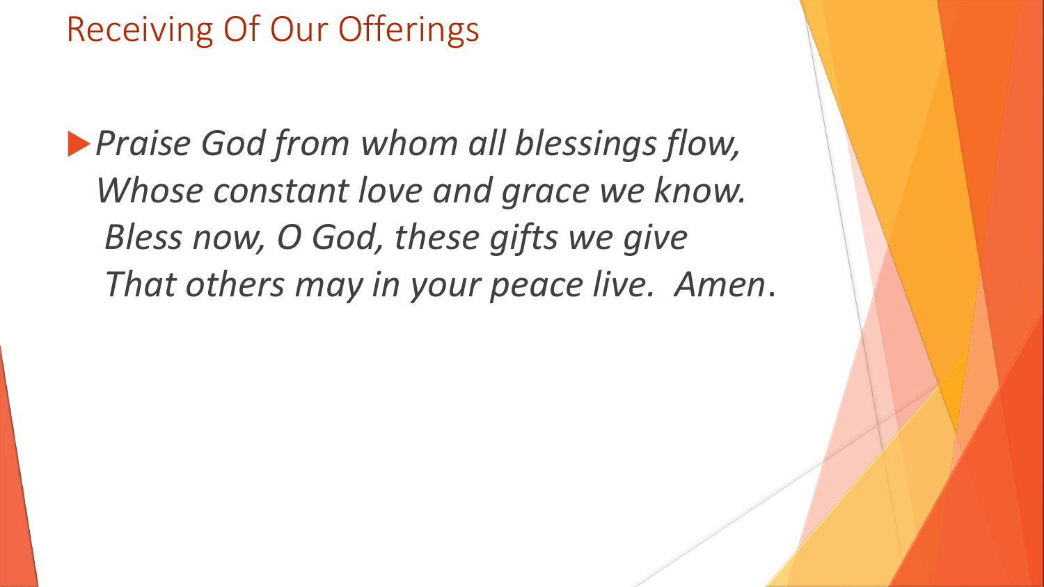# Receiving Of Our Offerings

- *Praise God from whom all blessings flow,*
  *Whose constant love and grace we know.*
  *Bless now, O God, these gifts we give*
  *That others may in your peace live. Amen*.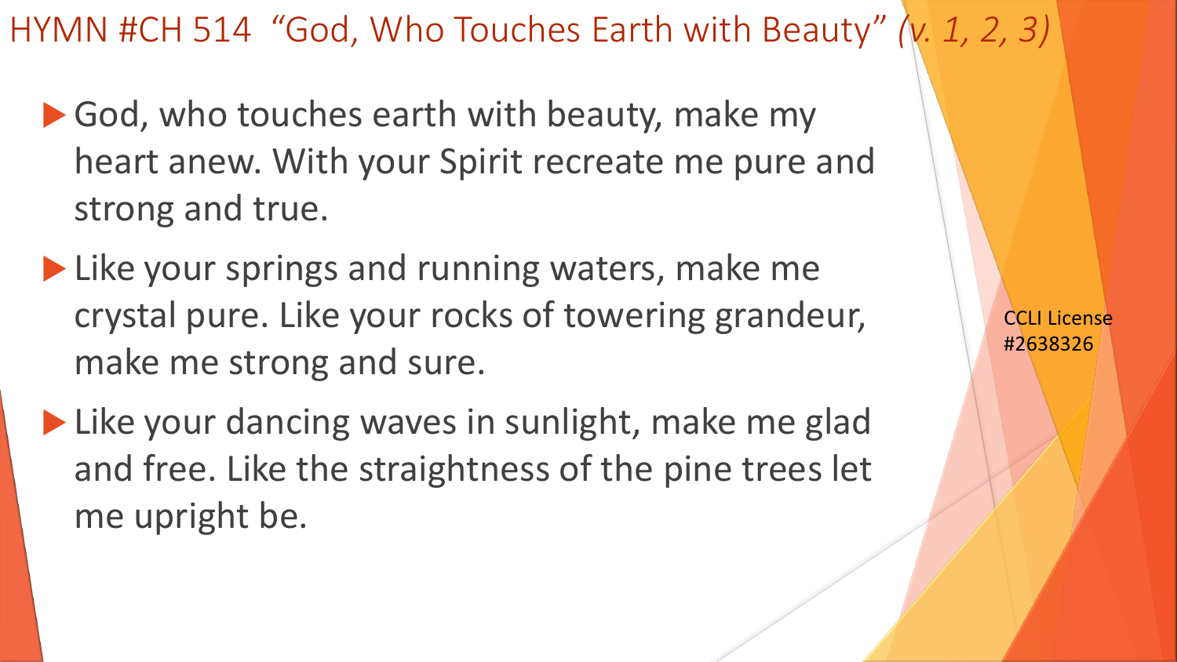# HYMN #CH 514 "God, Who Touches Earth with Beauty" *(v. 1, 2, 3)*

- God, who touches earth with beauty, make my heart anew. With your Spirit recreate me pure and strong and true.
- Like your springs and running waters, make me crystal pure. Like your rocks of towering grandeur, make me strong and sure.
- Like your dancing waves in sunlight, make me glad and free. Like the straightness of the pine trees let me upright be.

CCLI License #2638326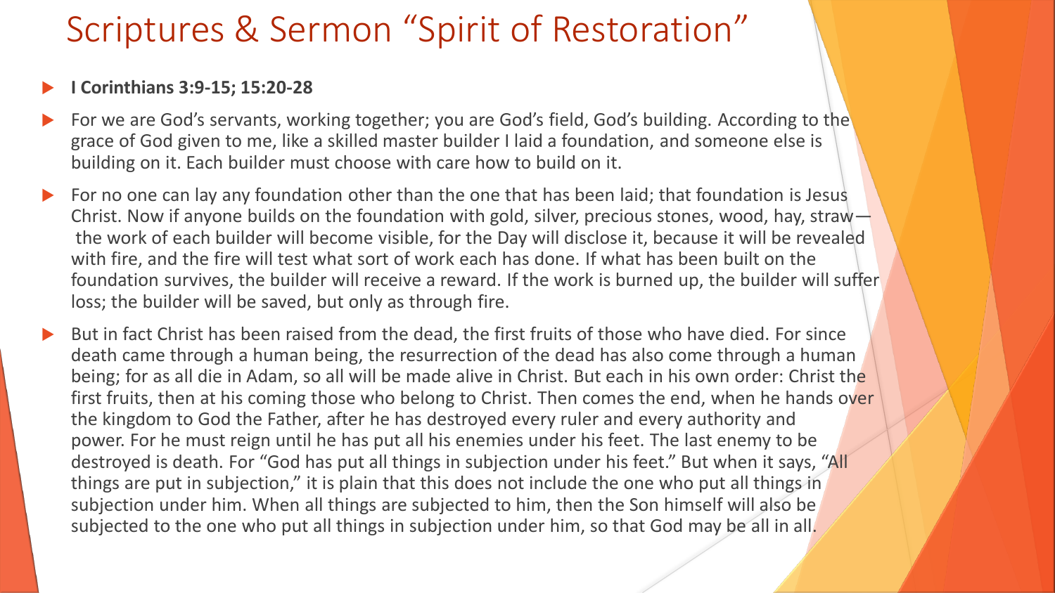# Scriptures & Sermon "Spirit of Restoration"

- **I Corinthians 3:9-15; 15:20-28**
- For we are God's servants, working together; you are God's field, God's building. According to the grace of God given to me, like a skilled master builder I laid a foundation, and someone else is building on it. Each builder must choose with care how to build on it.
- For no one can lay any foundation other than the one that has been laid; that foundation is Jesus Christ. Now if anyone builds on the foundation with gold, silver, precious stones, wood, hay, straw— the work of each builder will become visible, for the Day will disclose it, because it will be revealed with fire, and the fire will test what sort of work each has done. If what has been built on the foundation survives, the builder will receive a reward. If the work is burned up, the builder will suffer loss; the builder will be saved, but only as through fire.
- But in fact Christ has been raised from the dead, the first fruits of those who have died. For since death came through a human being, the resurrection of the dead has also come through a human being; for as all die in Adam, so all will be made alive in Christ. But each in his own order: Christ the first fruits, then at his coming those who belong to Christ. Then comes the end, when he hands over the kingdom to God the Father, after he has destroyed every ruler and every authority and power. For he must reign until he has put all his enemies under his feet. The last enemy to be destroyed is death. For "God has put all things in subjection under his feet." But when it says, "All things are put in subjection," it is plain that this does not include the one who put all things in subjection under him. When all things are subjected to him, then the Son himself will also be subjected to the one who put all things in subjection under him, so that God may be all in all.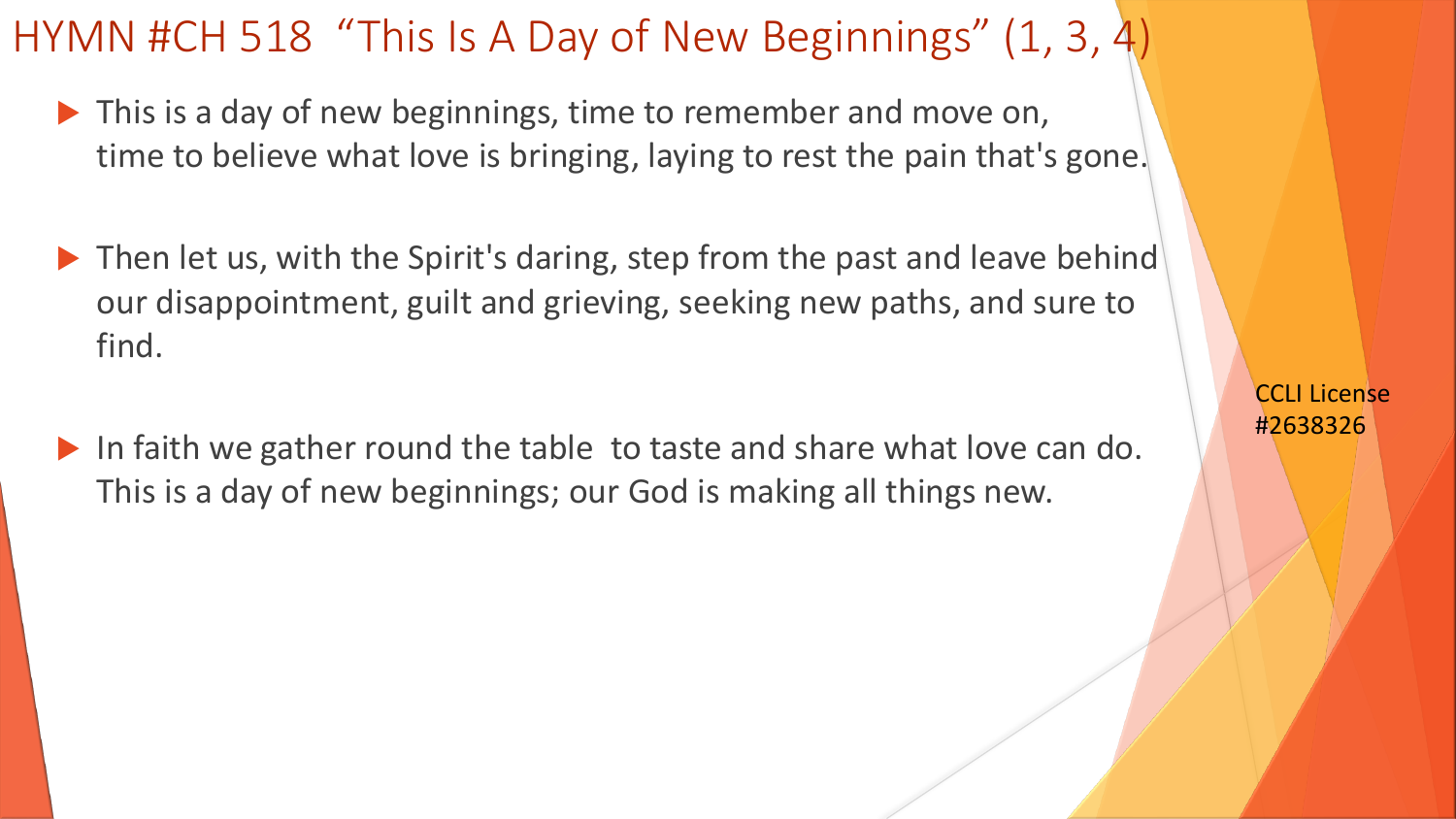# HYMN #CH 518 “This Is A Day of New Beginnings” (1, 3, 4)

- This is a day of new beginnings, time to remember and move on, time to believe what love is bringing, laying to rest the pain that's gone.
- Then let us, with the Spirit's daring, step from the past and leave behind our disappointment, guilt and grieving, seeking new paths, and sure to find.
- In faith we gather round the table to taste and share what love can do. This is a day of new beginnings; our God is making all things new.

CCLI License #2638326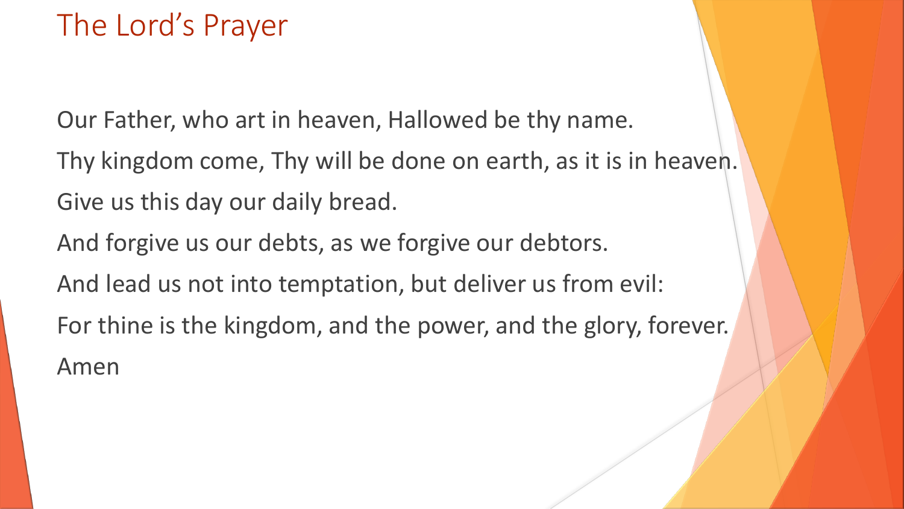# The Lord's Prayer

Our Father, who art in heaven, Hallowed be thy name.

Thy kingdom come, Thy will be done on earth, as it is in heaven.

Give us this day our daily bread.

And forgive us our debts, as we forgive our debtors.

And lead us not into temptation, but deliver us from evil:

For thine is the kingdom, and the power, and the glory, forever.

Amen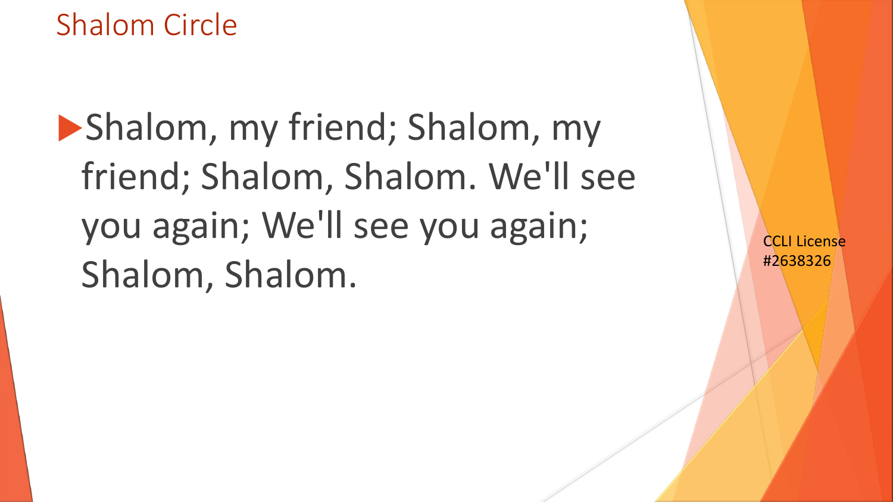# Shalom Circle

- Shalom, my friend; Shalom, my friend; Shalom, Shalom. We'll see you again; We'll see you again; Shalom, Shalom.

CCLI License #2638326